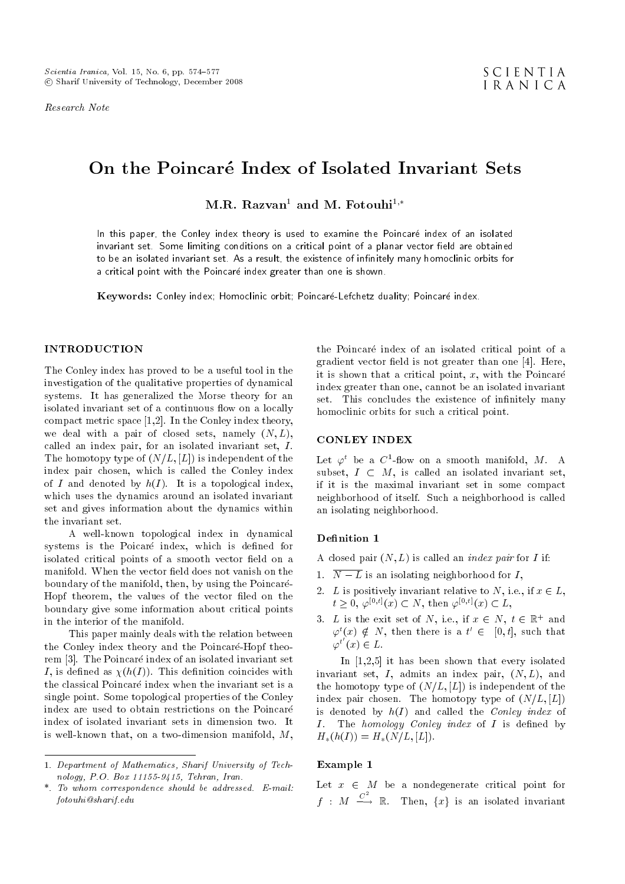*Research Note*

# On the Poincaré Index of Isolated Invariant Sets

**M.R. Razvan[1] and M. Fotouhi[1,*]**

In this paper, the Conley index theory is used to examine the Poincaré index of an isolated invariant set. Some limiting conditions on a critical point of a planar vector field are obtained to be an isolated invariant set. As a result, the existence of infinitely many homoclinic orbits for a critical point with the Poincaré index greater than one is shown.

**Keywords:** Conley index; Homoclinic orbit; Poincaré-Lefchetz duality; Poincaré index.

## INTRODUCTION

The Conley index has proved to be a useful tool in the investigation of the qualitative properties of dynamical systems. It has generalized the Morse theory for an isolated invariant set of a continuous flow on a locally compact metric space [1,2]. In the Conley index theory, we deal with a pair of closed sets, namely $(N, L)$, called an index pair, for an isolated invariant set, $I$. The homotopy type of $(N/L, [L])$ is independent of the index pair chosen, which is called the Conley index of $I$ and denoted by $h(I)$. It is a topological index, which uses the dynamics around an isolated invariant set and gives information about the dynamics within the invariant set.

A well-known topological index in dynamical systems is the Poicaré index, which is defined for isolated critical points of a smooth vector field on a manifold. When the vector field does not vanish on the boundary of the manifold, then, by using the Poincaré-Hopf theorem, the values of the vector filed on the boundary give some information about critical points in the interior of the manifold.

This paper mainly deals with the relation between the Conley index theory and the Poincaré-Hopf theorem [3]. The Poincaré index of an isolated invariant set $I$, is defined as $\chi(h(I))$. This definition coincides with the classical Poincaré index when the invariant set is a single point. Some topological properties of the Conley index are used to obtain restrictions on the Poincaré index of isolated invariant sets in dimension two. It is well-known that, on a two-dimension manifold, $M$, the Poincaré index of an isolated critical point of a gradient vector field is not greater than one [4]. Here, it is shown that a critical point, $x$, with the Poincaré index greater than one, cannot be an isolated invariant set. This concludes the existence of infinitely many homoclinic orbits for such a critical point.

## CONLEY INDEX

Let $\varphi^t$ be a $C^1$-flow on a smooth manifold, $M$. A subset, $I \subset M$, is called an isolated invariant set, if it is the maximal invariant set in some compact neighborhood of itself. Such a neighborhood is called an isolating neighborhood.

### Definition 1

A closed pair $(N, L)$ is called an *index pair* for $I$ if:

1. $\overline{N - L}$ is an isolating neighborhood for $I$,
2. $L$ is positively invariant relative to $N$, i.e., if $x \in L$, $t \geq 0$, $\varphi^{[0,t]}(x) \subset N$, then $\varphi^{[0,t]}(x) \subset L$,
3. $L$ is the exit set of $N$, i.e., if $x \in N$, $t \in \mathbb{R}^+$ and $\varphi^t(x) \notin N$, then there is a $t' \in [0, t]$, such that $\varphi^{t'}(x) \in L$.

In [1,2,5] it has been shown that every isolated invariant set, $I$, admits an index pair, $(N, L)$, and the homotopy type of $(N/L, [L])$ is independent of the index pair chosen. The homotopy type of $(N/L, [L])$ is denoted by $h(I)$ and called the *Conley index* of $I$. The *homology Conley index* of $I$ is defined by $H_*(h(I)) = H_*(N/L, [L])$.

### Example 1

Let $x \in M$ be a nondegenerate critical point for $f : M \xrightarrow{C^2} \mathbb{R}$. Then, $\{x\}$ is an isolated invariant

---

1. *Department of Mathematics, Sharif University of Technology, P.O. Box 11155-9415, Tehran, Iran.*

\*. *To whom correspondence should be addressed. E-mail: fotouhi@sharif.edu*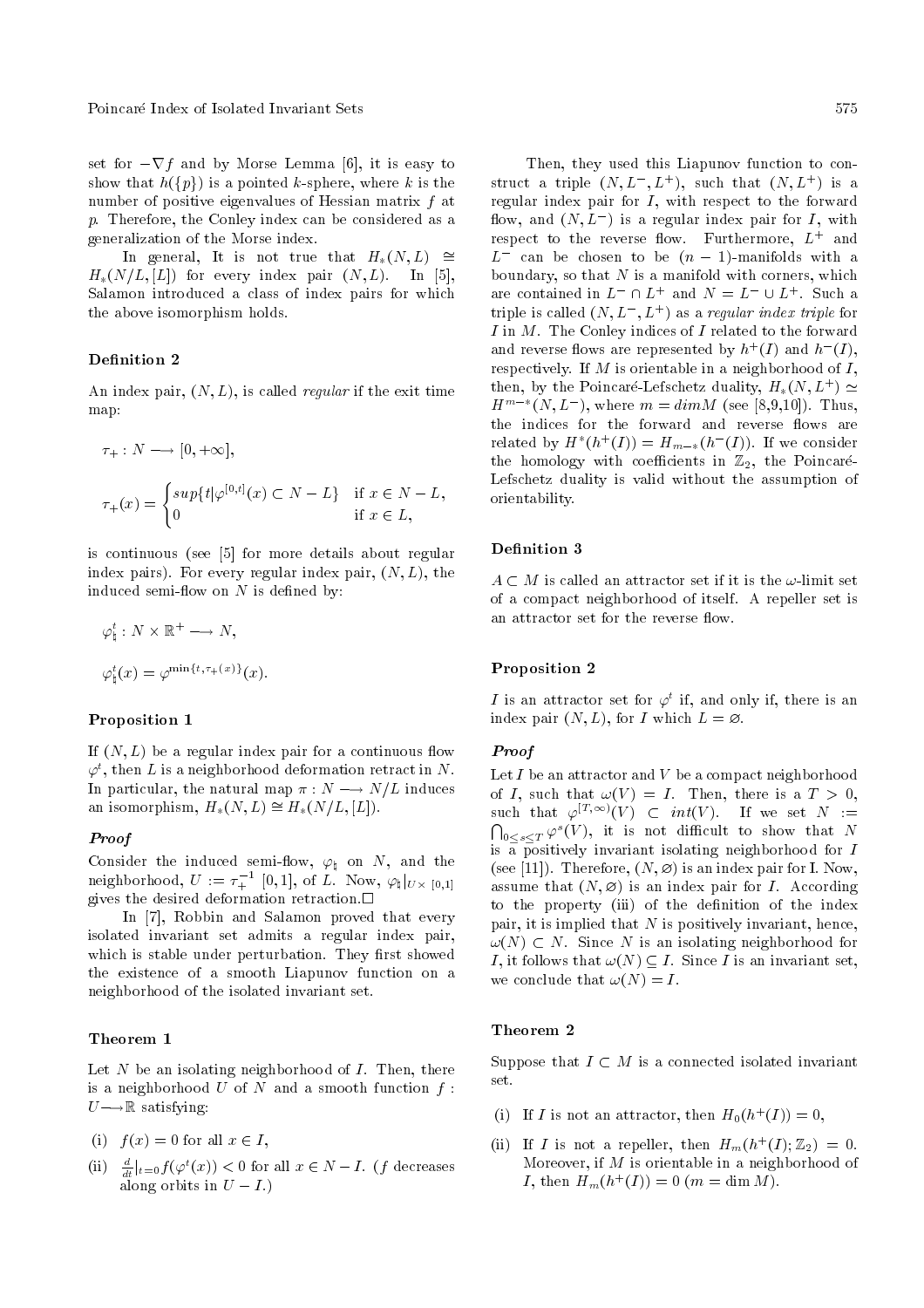set for $-\nabla f$ and by Morse Lemma [6], it is easy to show that $h(\{p\})$ is a pointed $k$-sphere, where $k$ is the number of positive eigenvalues of Hessian matrix $f$ at $p$. Therefore, the Conley index can be considered as a generalization of the Morse index.

In general, It is not true that $H_*(N,L) \cong H_*(N/L,[L])$ for every index pair $(N,L)$. In [5], Salamon introduced a class of index pairs for which the above isomorphism holds.

### Definition 2

An index pair, $(N,L)$, is called *regular* if the exit time map:

$$\tau_+ : N \longrightarrow [0,+\infty],$$

$$\tau_+(x) = \begin{cases} sup\{t|\varphi^{[0,t]}(x) \subset N-L\} & \text{if } x \in N-L, \\ 0 & \text{if } x \in L, \end{cases}$$

is continuous (see [5] for more details about regular index pairs). For every regular index pair, $(N,L)$, the induced semi-flow on $N$ is defined by:

$$\varphi^t_\sharp : N \times \mathbb{R}^+ \longrightarrow N,$$

$$\varphi^t_\sharp(x) = \varphi^{\min\{t,\tau_+(x)\}}(x).$$

### Proposition 1

If $(N,L)$ be a regular index pair for a continuous flow $\varphi^t$, then $L$ is a neighborhood deformation retract in $N$. In particular, the natural map $\pi : N \longrightarrow N/L$ induces an isomorphism, $H_*(N,L) \cong H_*(N/L,[L])$.

#### *Proof*

Consider the induced semi-flow, $\varphi_\sharp$ on $N$, and the neighborhood, $U := \tau_+^{-1}[0,1]$, of $L$. Now, $\varphi_\sharp|_{U\times[0,1]}$ gives the desired deformation retraction.□

In [7], Robbin and Salamon proved that every isolated invariant set admits a regular index pair, which is stable under perturbation. They first showed the existence of a smooth Liapunov function on a neighborhood of the isolated invariant set.

### Theorem 1

Let $N$ be an isolating neighborhood of $I$. Then, there is a neighborhood $U$ of $N$ and a smooth function $f : U \longrightarrow \mathbb{R}$ satisfying:

(i) $f(x) = 0$ for all $x \in I$,

(ii) $\frac{d}{dt}|_{t=0} f(\varphi^t(x)) < 0$ for all $x \in N - I$. ($f$ decreases along orbits in $U - I$.)

Then, they used this Liapunov function to construct a triple $(N, L^-, L^+)$, such that $(N, L^+)$ is a regular index pair for $I$, with respect to the forward flow, and $(N, L^-)$ is a regular index pair for $I$, with respect to the reverse flow. Furthermore, $L^+$ and $L^-$ can be chosen to be $(n-1)$-manifolds with a boundary, so that $N$ is a manifold with corners, which are contained in $L^- \cap L^+$ and $N = L^- \cup L^+$. Such a triple is called $(N, L^-, L^+)$ as a *regular index triple* for $I$ in $M$. The Conley indices of $I$ related to the forward and reverse flows are represented by $h^+(I)$ and $h^-(I)$, respectively. If $M$ is orientable in a neighborhood of $I$, then, by the Poincaré-Lefschetz duality, $H_*(N, L^+) \simeq H^{m-*}(N, L^-)$, where $m = dim M$ (see [8,9,10]). Thus, the indices for the forward and reverse flows are related by $H^*(h^+(I)) = H_{m-*}(h^-(I))$. If we consider the homology with coefficients in $\mathbb{Z}_2$, the Poincaré-Lefschetz duality is valid without the assumption of orientability.

### Definition 3

$A \subset M$ is called an attractor set if it is the $\omega$-limit set of a compact neighborhood of itself. A repeller set is an attractor set for the reverse flow.

### Proposition 2

$I$ is an attractor set for $\varphi^t$ if, and only if, there is an index pair $(N,L)$, for $I$ which $L = \varnothing$.

#### *Proof*

Let $I$ be an attractor and $V$ be a compact neighborhood of $I$, such that $\omega(V) = I$. Then, there is a $T > 0$, such that $\varphi^{[T,\infty)}(V) \subset int(V)$. If we set $N := \bigcap_{0\leq s\leq T} \varphi^s(V)$, it is not difficult to show that $N$ is a positively invariant isolating neighborhood for $I$ (see [11]). Therefore, $(N, \varnothing)$ is an index pair for I. Now, assume that $(N, \varnothing)$ is an index pair for $I$. According to the property (iii) of the definition of the index pair, it is implied that $N$ is positively invariant, hence, $\omega(N) \subset N$. Since $N$ is an isolating neighborhood for $I$, it follows that $\omega(N) \subseteq I$. Since $I$ is an invariant set, we conclude that $\omega(N) = I$.

### Theorem 2

Suppose that $I \subset M$ is a connected isolated invariant set.

(i) If $I$ is not an attractor, then $H_0(h^+(I)) = 0$,

(ii) If $I$ is not a repeller, then $H_m(h^+(I);\mathbb{Z}_2) = 0$. Moreover, if $M$ is orientable in a neighborhood of $I$, then $H_m(h^+(I)) = 0$ ($m = \dim M$).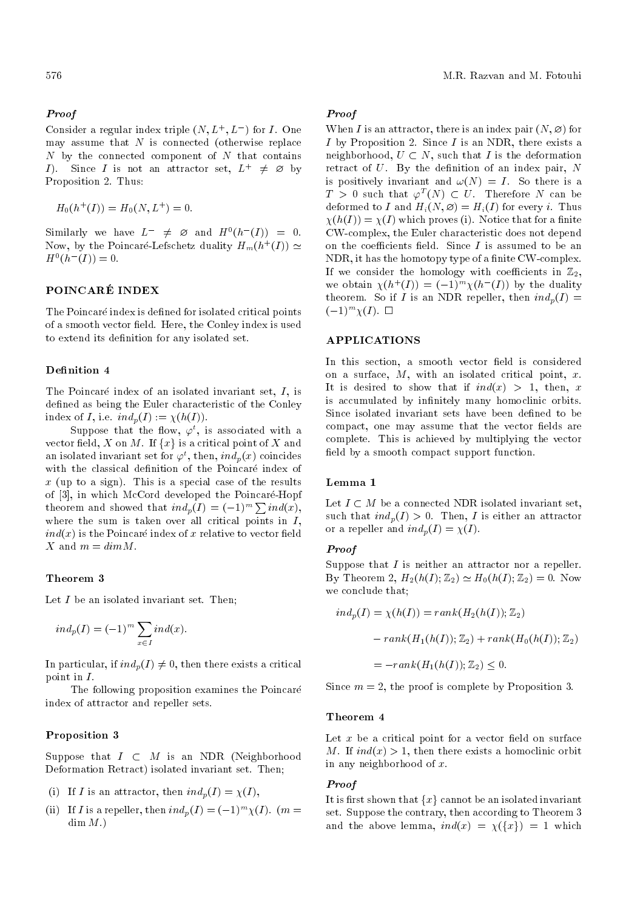***Proof***

Consider a regular index triple $(N, L^+, L^-)$ for $I$. One may assume that $N$ is connected (otherwise replace $N$ by the connected component of $N$ that contains $I$). Since $I$ is not an attractor set, $L^+ \neq \varnothing$ by Proposition 2. Thus:

$$H_0(h^+(I)) = H_0(N, L^+) = 0.$$

Similarly we have $L^- \neq \varnothing$ and $H^0(h^-(I)) = 0$. Now, by the Poincaré-Lefschetz duality $H_m(h^+(I)) \simeq H^0(h^-(I)) = 0$.

## POINCARÉ INDEX

The Poincaré index is defined for isolated critical points of a smooth vector field. Here, the Conley index is used to extend its definition for any isolated set.

### Definition 4

The Poincaré index of an isolated invariant set, $I$, is defined as being the Euler characteristic of the Conley index of $I$, i.e. $ind_p(I) := \chi(h(I))$.

Suppose that the flow, $\varphi^t$, is associated with a vector field, $X$ on $M$. If $\{x\}$ is a critical point of $X$ and an isolated invariant set for $\varphi^t$, then, $ind_p(x)$ coincides with the classical definition of the Poincaré index of $x$ (up to a sign). This is a special case of the results of [3], in which McCord developed the Poincaré-Hopf theorem and showed that $ind_p(I) = (-1)^m \sum ind(x)$, where the sum is taken over all critical points in $I$, $ind(x)$ is the Poincaré index of $x$ relative to vector field $X$ and $m = dim M$.

### Theorem 3

Let $I$ be an isolated invariant set. Then;

$$ind_p(I) = (-1)^m \sum_{x \in I} ind(x).$$

In particular, if $ind_p(I) \neq 0$, then there exists a critical point in $I$.

The following proposition examines the Poincaré index of attractor and repeller sets.

### Proposition 3

Suppose that $I \subset M$ is an NDR (Neighborhood Deformation Retract) isolated invariant set. Then;

(i) If $I$ is an attractor, then $ind_p(I) = \chi(I)$,

(ii) If $I$ is a repeller, then $ind_p(I) = (-1)^m \chi(I)$. ($m = \dim M$.)

***Proof***

When $I$ is an attractor, there is an index pair $(N, \varnothing)$ for $I$ by Proposition 2. Since $I$ is an NDR, there exists a neighborhood, $U \subset N$, such that $I$ is the deformation retract of $U$. By the definition of an index pair, $N$ is positively invariant and $\omega(N) = I$. So there is a $T > 0$ such that $\varphi^T(N) \subset U$. Therefore $N$ can be deformed to $I$ and $H_i(N, \varnothing) = H_i(I)$ for every $i$. Thus $\chi(h(I)) = \chi(I)$ which proves (i). Notice that for a finite CW-complex, the Euler characteristic does not depend on the coefficients field. Since $I$ is assumed to be an NDR, it has the homotopy type of a finite CW-complex. If we consider the homology with coefficients in $\mathbb{Z}_2$, we obtain $\chi(h^+(I)) = (-1)^m \chi(h^-(I))$ by the duality theorem. So if $I$ is an NDR repeller, then $ind_p(I) = (-1)^m \chi(I)$. $\square$

## APPLICATIONS

In this section, a smooth vector field is considered on a surface, $M$, with an isolated critical point, $x$. It is desired to show that if $ind(x) > 1$, then, $x$ is accumulated by infinitely many homoclinic orbits. Since isolated invariant sets have been defined to be compact, one may assume that the vector fields are complete. This is achieved by multiplying the vector field by a smooth compact support function.

### Lemma 1

Let $I \subset M$ be a connected NDR isolated invariant set, such that $ind_p(I) > 0$. Then, $I$ is either an attractor or a repeller and $ind_p(I) = \chi(I)$.

***Proof***

Suppose that $I$ is neither an attractor nor a repeller. By Theorem 2, $H_2(h(I); \mathbb{Z}_2) \simeq H_0(h(I); \mathbb{Z}_2) = 0$. Now we conclude that;

$$\begin{aligned} ind_p(I) = \chi(h(I)) &= rank(H_2(h(I)); \mathbb{Z}_2) \\ &- rank(H_1(h(I)); \mathbb{Z}_2) + rank(H_0(h(I)); \mathbb{Z}_2) \\ &= -rank(H_1(h(I)); \mathbb{Z}_2) \leq 0. \end{aligned}$$

Since $m = 2$, the proof is complete by Proposition 3.

### Theorem 4

Let $x$ be a critical point for a vector field on surface $M$. If $ind(x) > 1$, then there exists a homoclinic orbit in any neighborhood of $x$.

***Proof***

It is first shown that $\{x\}$ cannot be an isolated invariant set. Suppose the contrary, then according to Theorem 3 and the above lemma, $ind(x) = \chi(\{x\}) = 1$ which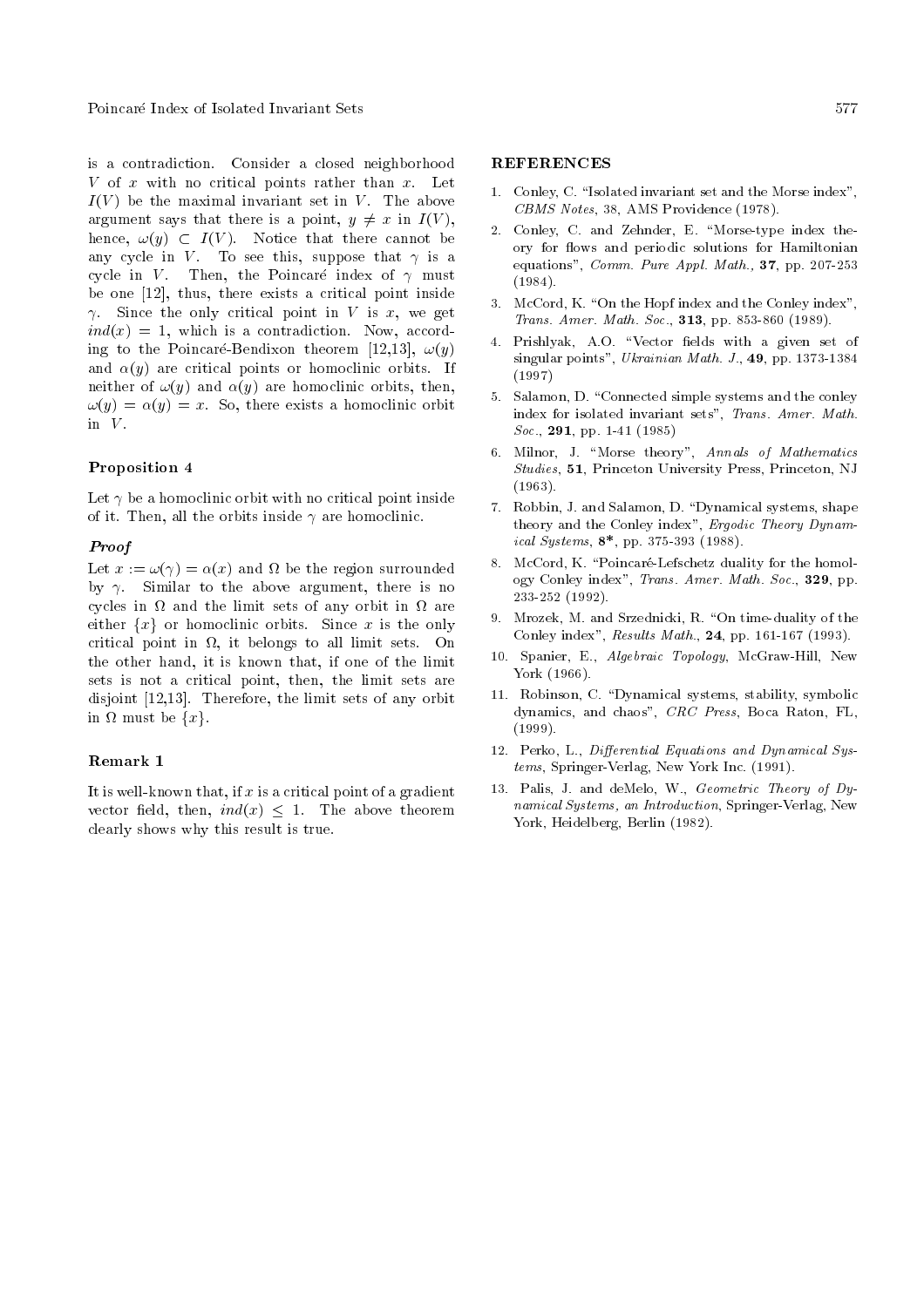is a contradiction. Consider a closed neighborhood $V$ of $x$ with no critical points rather than $x$. Let $I(V)$ be the maximal invariant set in $V$. The above argument says that there is a point, $y \neq x$ in $I(V)$, hence, $\omega(y) \subset I(V)$. Notice that there cannot be any cycle in $V$. To see this, suppose that $\gamma$ is a cycle in $V$. Then, the Poincaré index of $\gamma$ must be one [12], thus, there exists a critical point inside $\gamma$. Since the only critical point in $V$ is $x$, we get $ind(x) = 1$, which is a contradiction. Now, according to the Poincaré-Bendixon theorem [12,13], $\omega(y)$ and $\alpha(y)$ are critical points or homoclinic orbits. If neither of $\omega(y)$ and $\alpha(y)$ are homoclinic orbits, then, $\omega(y) = \alpha(y) = x$. So, there exists a homoclinic orbit in $V$.

### Proposition 4

Let $\gamma$ be a homoclinic orbit with no critical point inside of it. Then, all the orbits inside $\gamma$ are homoclinic.

#### *Proof*

Let $x := \omega(\gamma) = \alpha(x)$ and $\Omega$ be the region surrounded by $\gamma$. Similar to the above argument, there is no cycles in $\Omega$ and the limit sets of any orbit in $\Omega$ are either $\{x\}$ or homoclinic orbits. Since $x$ is the only critical point in $\Omega$, it belongs to all limit sets. On the other hand, it is known that, if one of the limit sets is not a critical point, then, the limit sets are disjoint [12,13]. Therefore, the limit sets of any orbit in $\Omega$ must be $\{x\}$.

### Remark 1

It is well-known that, if $x$ is a critical point of a gradient vector field, then, $ind(x) \leq 1$. The above theorem clearly shows why this result is true.

## REFERENCES

1. Conley, C. "Isolated invariant set and the Morse index", *CBMS Notes*, 38, AMS Providence (1978).
2. Conley, C. and Zehnder, E. "Morse-type index theory for flows and periodic solutions for Hamiltonian equations", *Comm. Pure Appl. Math.*, **37**, pp. 207-253 (1984).
3. McCord, K. "On the Hopf index and the Conley index", *Trans. Amer. Math. Soc.*, **313**, pp. 853-860 (1989).
4. Prishlyak, A.O. "Vector fields with a given set of singular points", *Ukrainian Math. J.*, **49**, pp. 1373-1384 (1997)
5. Salamon, D. "Connected simple systems and the conley index for isolated invariant sets", *Trans. Amer. Math. Soc.*, **291**, pp. 1-41 (1985)
6. Milnor, J. "Morse theory", *Annals of Mathematics Studies*, **51**, Princeton University Press, Princeton, NJ (1963).
7. Robbin, J. and Salamon, D. "Dynamical systems, shape theory and the Conley index", *Ergodic Theory Dynamical Systems*, **8\***, pp. 375-393 (1988).
8. McCord, K. "Poincaré-Lefschetz duality for the homology Conley index", *Trans. Amer. Math. Soc.*, **329**, pp. 233-252 (1992).
9. Mrozek, M. and Srzednicki, R. "On time-duality of the Conley index", *Results Math.*, **24**, pp. 161-167 (1993).
10. Spanier, E., *Algebraic Topology*, McGraw-Hill, New York (1966).
11. Robinson, C. "Dynamical systems, stability, symbolic dynamics, and chaos", *CRC Press*, Boca Raton, FL, (1999).
12. Perko, L., *Differential Equations and Dynamical Systems*, Springer-Verlag, New York Inc. (1991).
13. Palis, J. and deMelo, W., *Geometric Theory of Dynamical Systems, an Introduction*, Springer-Verlag, New York, Heidelberg, Berlin (1982).